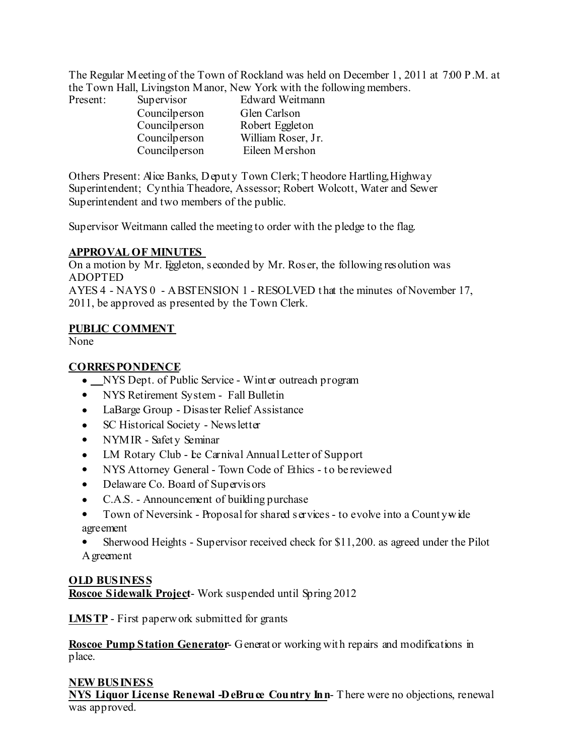The Regular Meeting of the Town of Rockland was held on December 1, 2011 at 7:00 P.M. at the Town Hall, Livingston Manor, New York with the following members.

| Present: | Supervisor | Edward Weitmann |
|---|---|---|
| | Councilperson | Glen Carlson |
| | Councilperson | Robert Eggleton |
| | Councilperson | William Roser, Jr. |
| | Councilperson | Eileen Mershon |

Others Present: Alice Banks, Deputy Town Clerk; Theodore Hartling, Highway Superintendent; Cynthia Theadore, Assessor; Robert Wolcott, Water and Sewer Superintendent and two members of the public.

Supervisor Weitmann called the meeting to order with the pledge to the flag.

**APPROVAL OF MINUTES**

On a motion by Mr. Eggleton, seconded by Mr. Roser, the following resolution was ADOPTED
AYES 4 - NAYS 0 - ABSTENSION 1 - RESOLVED that the minutes of November 17, 2011, be approved as presented by the Town Clerk.

**PUBLIC COMMENT**

None

**CORRESPONDENCE**

- NYS Dept. of Public Service - Winter outreach program
- NYS Retirement System - Fall Bulletin
- LaBarge Group - Disaster Relief Assistance
- SC Historical Society - Newsletter
- NYMIR - Safety Seminar
- LM Rotary Club - Ice Carnival Annual Letter of Support
- NYS Attorney General - Town Code of Ethics - to be reviewed
- Delaware Co. Board of Supervisors
- C.A.S. - Announcement of building purchase
- Town of Neversink - Proposal for shared services - to evolve into a County-wide agreement
- Sherwood Heights - Supervisor received check for $11,200. as agreed under the Pilot Agreement

**OLD BUSINESS**

**Roscoe Sidewalk Project**- Work suspended until Spring 2012

**LMSTP** - First paperwork submitted for grants

**Roscoe Pump Station Generator**- Generator working with repairs and modifications in place.

**NEW BUSINESS**

**NYS Liquor License Renewal -DeBruce Country Inn**- There were no objections, renewal was approved.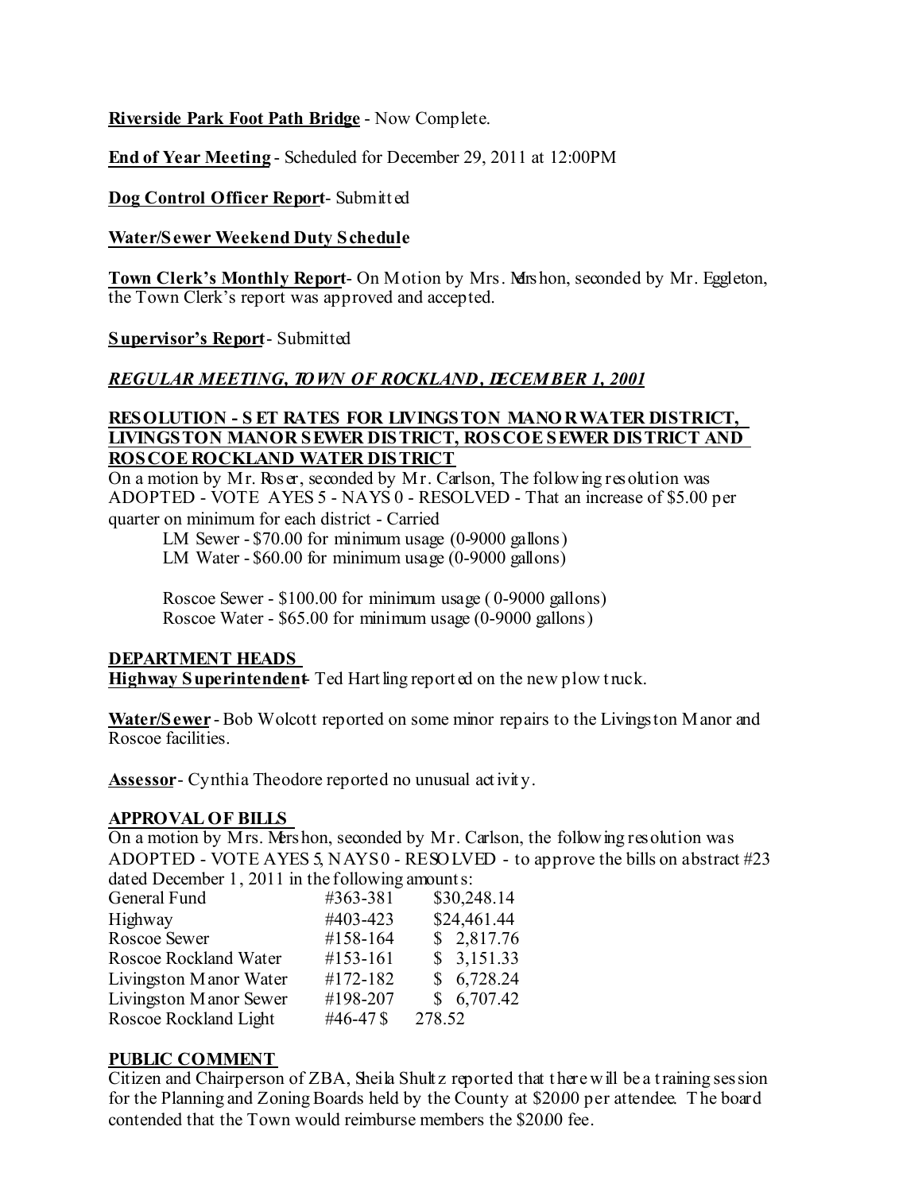**Riverside Park Foot Path Bridge** - Now Complete.

**End of Year Meeting** - Scheduled for December 29, 2011 at 12:00PM

**Dog Control Officer Report**- Submitted

**Water/Sewer Weekend Duty Schedule**

**Town Clerk's Monthly Report**- On Motion by Mrs. Mershon, seconded by Mr. Eggleton, the Town Clerk's report was approved and accepted.

**Supervisor's Report**- Submitted

***REGULAR MEETING, TOWN OF ROCKLAND, DECEMBER 1, 2001***

**RESOLUTION - SET RATES FOR LIVINGSTON MANOR WATER DISTRICT, LIVINGSTON MANOR SEWER DISTRICT, ROSCOE SEWER DISTRICT AND ROSCOE ROCKLAND WATER DISTRICT**

On a motion by Mr. Roser, seconded by Mr. Carlson, The following resolution was ADOPTED - VOTE AYES 5 - NAYS 0 - RESOLVED - That an increase of $5.00 per quarter on minimum for each district - Carried

LM Sewer - $70.00 for minimum usage (0-9000 gallons)
LM Water - $60.00 for minimum usage (0-9000 gallons)

Roscoe Sewer - $100.00 for minimum usage ( 0-9000 gallons)
Roscoe Water - $65.00 for minimum usage (0-9000 gallons)

**DEPARTMENT HEADS**

**Highway Superintendent**- Ted Hartling reported on the new plow truck.

**Water/Sewer** - Bob Wolcott reported on some minor repairs to the Livingston Manor and Roscoe facilities.

**Assessor**- Cynthia Theodore reported no unusual activity.

**APPROVAL OF BILLS**

On a motion by Mrs. Mershon, seconded by Mr. Carlson, the following resolution was ADOPTED - VOTE AYES 5, NAYS 0 - RESOLVED - to approve the bills on abstract #23 dated December 1, 2011 in the following amounts:

| | | |
|---|---|---|
| General Fund | #363-381 | $30,248.14 |
| Highway | #403-423 | $24,461.44 |
| Roscoe Sewer | #158-164 | $ 2,817.76 |
| Roscoe Rockland Water | #153-161 | $ 3,151.33 |
| Livingston Manor Water | #172-182 | $ 6,728.24 |
| Livingston Manor Sewer | #198-207 | $ 6,707.42 |
| Roscoe Rockland Light | #46-47 | $ 278.52 |

**PUBLIC COMMENT**

Citizen and Chairperson of ZBA, Sheila Shultz reported that there will be a training session for the Planning and Zoning Boards held by the County at $20.00 per attendee. The board contended that the Town would reimburse members the $20.00 fee.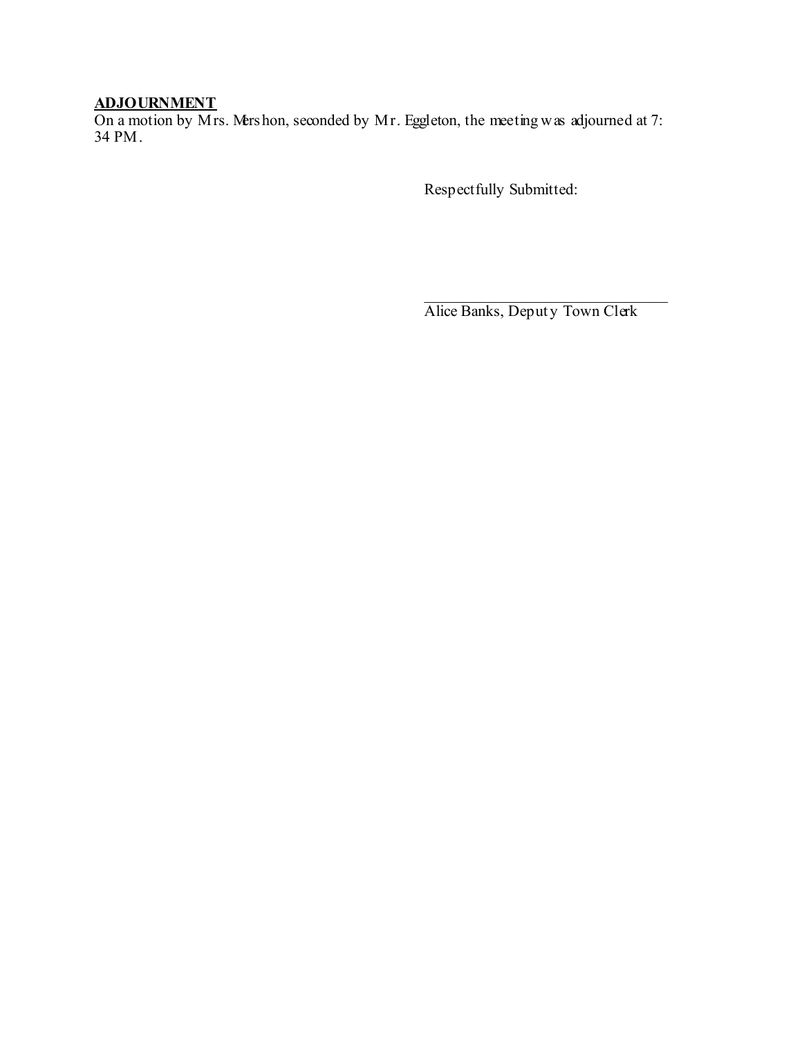**ADJOURNMENT**

On a motion by Mrs. Mershon, seconded by Mr. Eggleton, the meeting was adjourned at 7:34 PM.

Respectfully Submitted:

\_\_\_\_\_\_\_\_\_\_\_\_\_\_\_\_\_\_\_\_\_\_\_\_\_\_\_\_\_\_\_\_

Alice Banks, Deputy Town Clerk